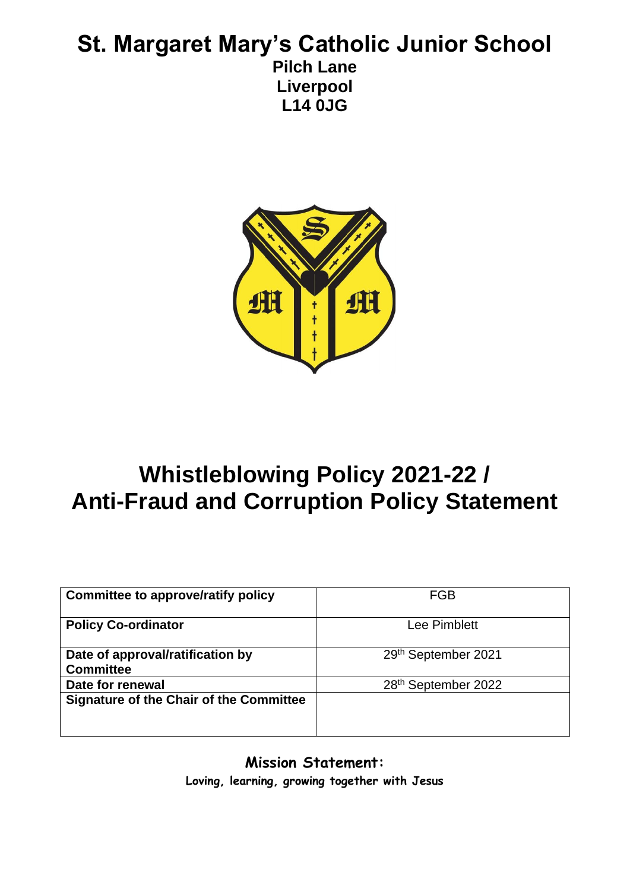# St. Margaret Mary's Catholic Junior School

**Pilch Lane**
**Liverpool**
**L14 0JG**

# Whistleblowing Policy 2021-22 / Anti-Fraud and Corruption Policy Statement

| **Committee to approve/ratify policy** | FGB |
|---|---|
| **Policy Co-ordinator** | Lee Pimblett |
| **Date of approval/ratification by Committee** | 29th September 2021 |
| **Date for renewal** | 28th September 2022 |
| **Signature of the Chair of the Committee** | |

**Mission Statement:**

**Loving, learning, growing together with Jesus**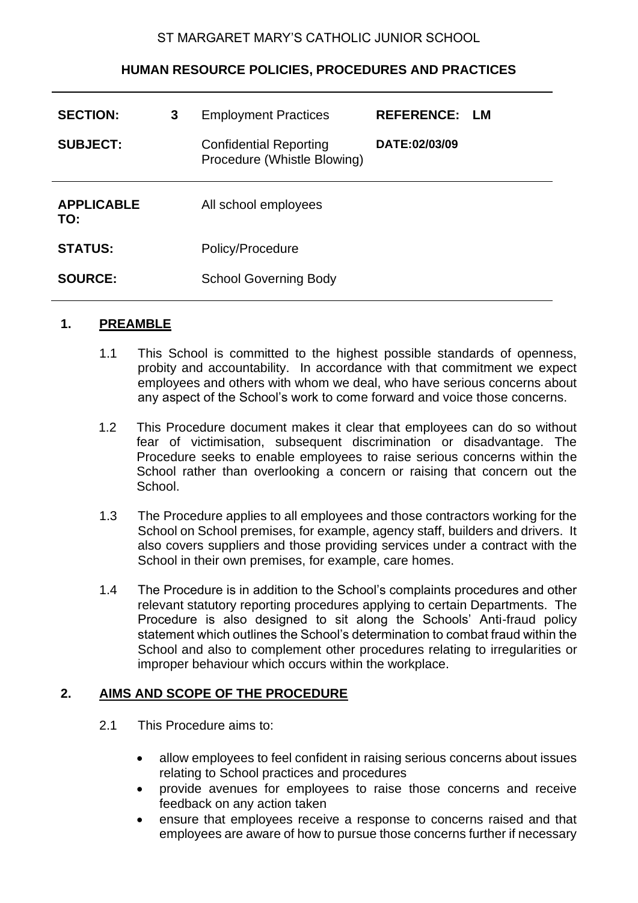ST MARGARET MARY'S CATHOLIC JUNIOR SCHOOL

**HUMAN RESOURCE POLICIES, PROCEDURES AND PRACTICES**

| | | | |
|---|---|---|---|
| **SECTION:** 3 | Employment Practices | **REFERENCE:** | **LM** |
| **SUBJECT:** | Confidential Reporting Procedure (Whistle Blowing) | **DATE:02/03/09** | |
| **APPLICABLE TO:** | All school employees | | |
| **STATUS:** | Policy/Procedure | | |
| **SOURCE:** | School Governing Body | | |

## 1. PREAMBLE

1.1 This School is committed to the highest possible standards of openness, probity and accountability. In accordance with that commitment we expect employees and others with whom we deal, who have serious concerns about any aspect of the School's work to come forward and voice those concerns.

1.2 This Procedure document makes it clear that employees can do so without fear of victimisation, subsequent discrimination or disadvantage. The Procedure seeks to enable employees to raise serious concerns within the School rather than overlooking a concern or raising that concern out the School.

1.3 The Procedure applies to all employees and those contractors working for the School on School premises, for example, agency staff, builders and drivers. It also covers suppliers and those providing services under a contract with the School in their own premises, for example, care homes.

1.4 The Procedure is in addition to the School's complaints procedures and other relevant statutory reporting procedures applying to certain Departments. The Procedure is also designed to sit along the Schools' Anti-fraud policy statement which outlines the School's determination to combat fraud within the School and also to complement other procedures relating to irregularities or improper behaviour which occurs within the workplace.

## 2. AIMS AND SCOPE OF THE PROCEDURE

2.1 This Procedure aims to:

- allow employees to feel confident in raising serious concerns about issues relating to School practices and procedures
- provide avenues for employees to raise those concerns and receive feedback on any action taken
- ensure that employees receive a response to concerns raised and that employees are aware of how to pursue those concerns further if necessary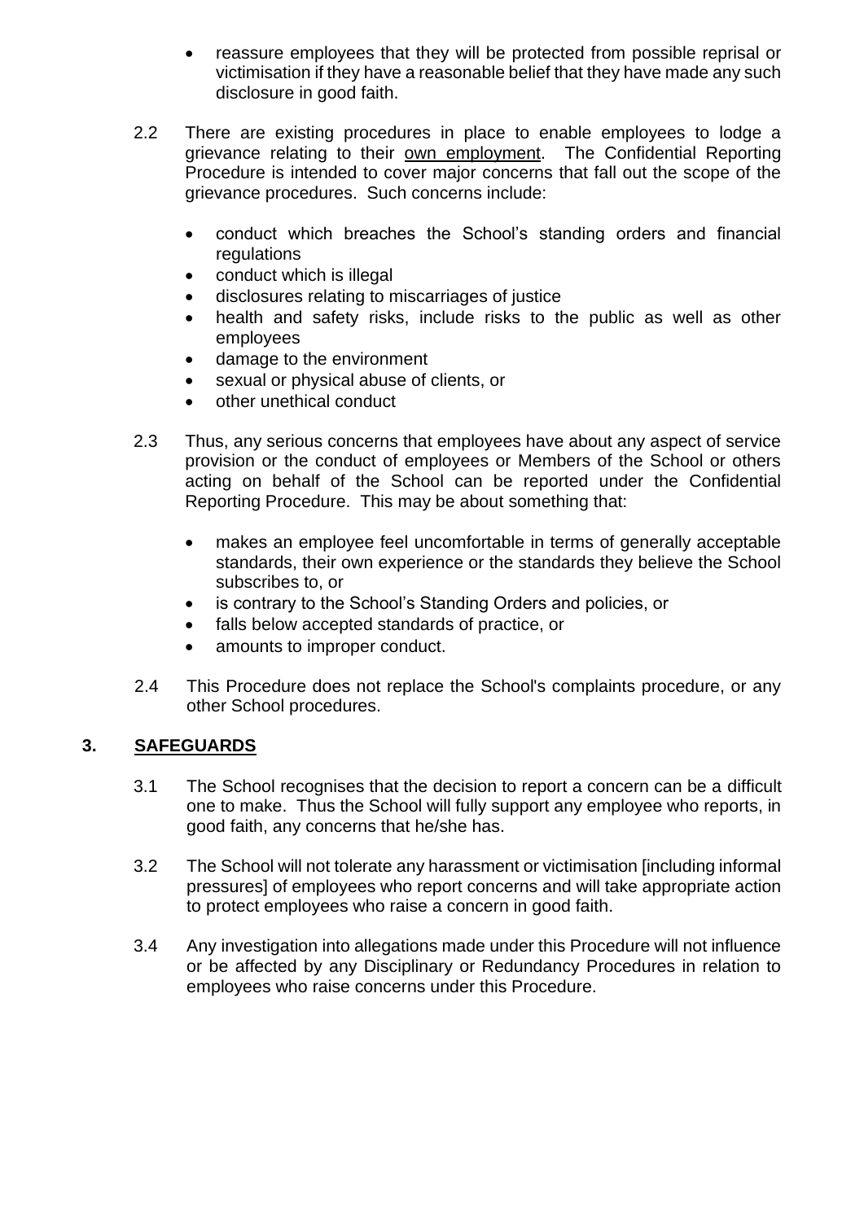- reassure employees that they will be protected from possible reprisal or victimisation if they have a reasonable belief that they have made any such disclosure in good faith.

2.2 There are existing procedures in place to enable employees to lodge a grievance relating to their <u>own employment</u>. The Confidential Reporting Procedure is intended to cover major concerns that fall out the scope of the grievance procedures. Such concerns include:

- conduct which breaches the School's standing orders and financial regulations
- conduct which is illegal
- disclosures relating to miscarriages of justice
- health and safety risks, include risks to the public as well as other employees
- damage to the environment
- sexual or physical abuse of clients, or
- other unethical conduct

2.3 Thus, any serious concerns that employees have about any aspect of service provision or the conduct of employees or Members of the School or others acting on behalf of the School can be reported under the Confidential Reporting Procedure. This may be about something that:

- makes an employee feel uncomfortable in terms of generally acceptable standards, their own experience or the standards they believe the School subscribes to, or
- is contrary to the School's Standing Orders and policies, or
- falls below accepted standards of practice, or
- amounts to improper conduct.

2.4 This Procedure does not replace the School's complaints procedure, or any other School procedures.

## 3. SAFEGUARDS

3.1 The School recognises that the decision to report a concern can be a difficult one to make. Thus the School will fully support any employee who reports, in good faith, any concerns that he/she has.

3.2 The School will not tolerate any harassment or victimisation [including informal pressures] of employees who report concerns and will take appropriate action to protect employees who raise a concern in good faith.

3.4 Any investigation into allegations made under this Procedure will not influence or be affected by any Disciplinary or Redundancy Procedures in relation to employees who raise concerns under this Procedure.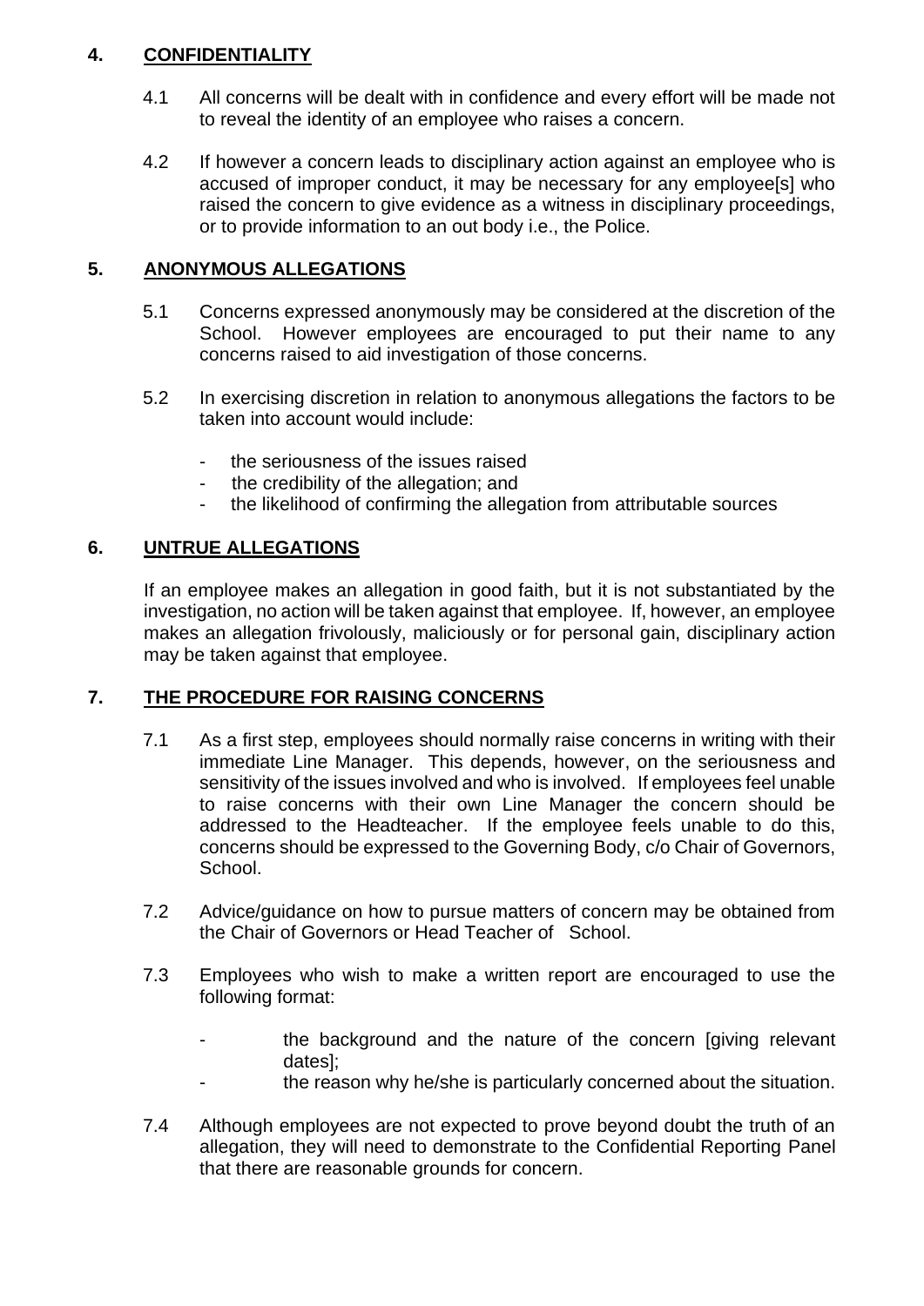## 4. CONFIDENTIALITY

4.1 All concerns will be dealt with in confidence and every effort will be made not to reveal the identity of an employee who raises a concern.

4.2 If however a concern leads to disciplinary action against an employee who is accused of improper conduct, it may be necessary for any employee[s] who raised the concern to give evidence as a witness in disciplinary proceedings, or to provide information to an out body i.e., the Police.

## 5. ANONYMOUS ALLEGATIONS

5.1 Concerns expressed anonymously may be considered at the discretion of the School. However employees are encouraged to put their name to any concerns raised to aid investigation of those concerns.

5.2 In exercising discretion in relation to anonymous allegations the factors to be taken into account would include:

- the seriousness of the issues raised
- the credibility of the allegation; and
- the likelihood of confirming the allegation from attributable sources

## 6. UNTRUE ALLEGATIONS

If an employee makes an allegation in good faith, but it is not substantiated by the investigation, no action will be taken against that employee. If, however, an employee makes an allegation frivolously, maliciously or for personal gain, disciplinary action may be taken against that employee.

## 7. THE PROCEDURE FOR RAISING CONCERNS

7.1 As a first step, employees should normally raise concerns in writing with their immediate Line Manager. This depends, however, on the seriousness and sensitivity of the issues involved and who is involved. If employees feel unable to raise concerns with their own Line Manager the concern should be addressed to the Headteacher. If the employee feels unable to do this, concerns should be expressed to the Governing Body, c/o Chair of Governors, School.

7.2 Advice/guidance on how to pursue matters of concern may be obtained from the Chair of Governors or Head Teacher of School.

7.3 Employees who wish to make a written report are encouraged to use the following format:

- the background and the nature of the concern [giving relevant dates];
- the reason why he/she is particularly concerned about the situation.

7.4 Although employees are not expected to prove beyond doubt the truth of an allegation, they will need to demonstrate to the Confidential Reporting Panel that there are reasonable grounds for concern.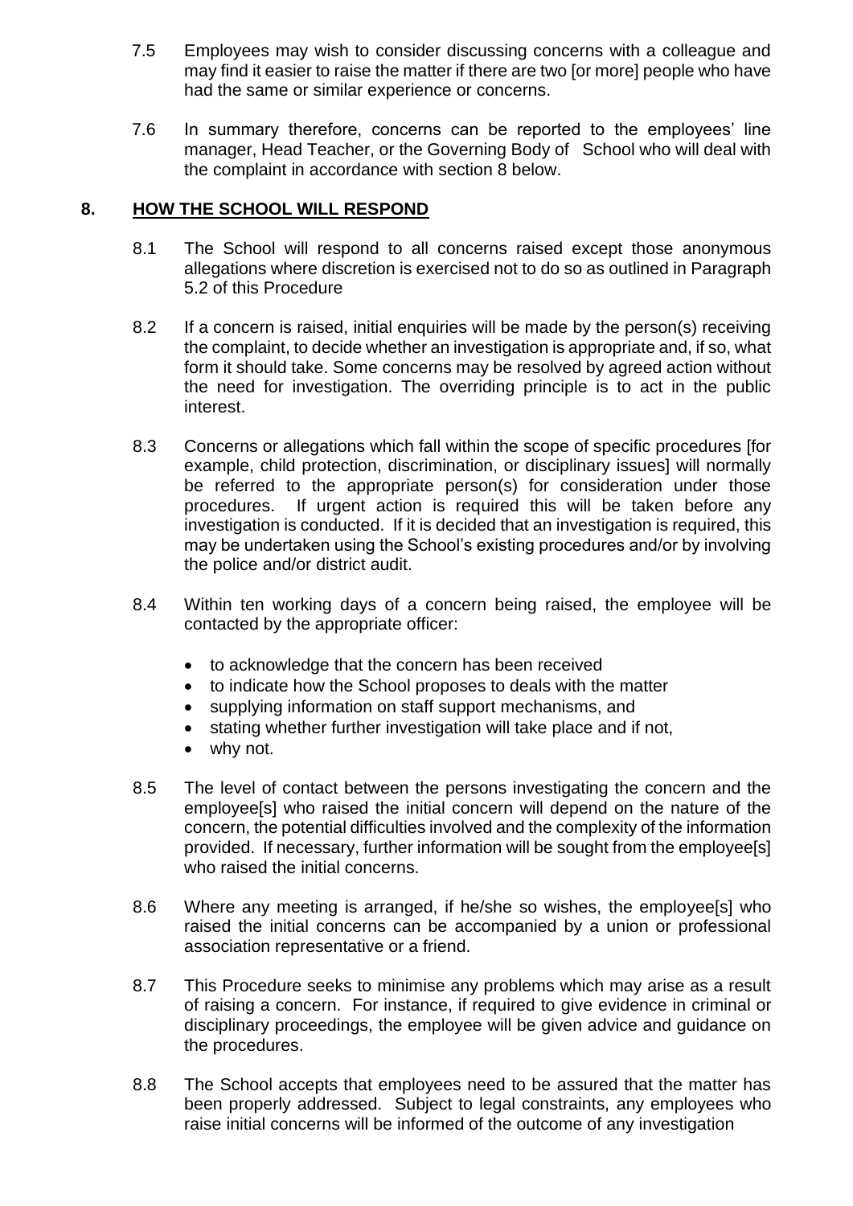7.5 Employees may wish to consider discussing concerns with a colleague and may find it easier to raise the matter if there are two [or more] people who have had the same or similar experience or concerns.

7.6 In summary therefore, concerns can be reported to the employees' line manager, Head Teacher, or the Governing Body of School who will deal with the complaint in accordance with section 8 below.

## 8. HOW THE SCHOOL WILL RESPOND

8.1 The School will respond to all concerns raised except those anonymous allegations where discretion is exercised not to do so as outlined in Paragraph 5.2 of this Procedure

8.2 If a concern is raised, initial enquiries will be made by the person(s) receiving the complaint, to decide whether an investigation is appropriate and, if so, what form it should take. Some concerns may be resolved by agreed action without the need for investigation. The overriding principle is to act in the public interest.

8.3 Concerns or allegations which fall within the scope of specific procedures [for example, child protection, discrimination, or disciplinary issues] will normally be referred to the appropriate person(s) for consideration under those procedures. If urgent action is required this will be taken before any investigation is conducted. If it is decided that an investigation is required, this may be undertaken using the School's existing procedures and/or by involving the police and/or district audit.

8.4 Within ten working days of a concern being raised, the employee will be contacted by the appropriate officer:

- to acknowledge that the concern has been received
- to indicate how the School proposes to deals with the matter
- supplying information on staff support mechanisms, and
- stating whether further investigation will take place and if not,
- why not.

8.5 The level of contact between the persons investigating the concern and the employee[s] who raised the initial concern will depend on the nature of the concern, the potential difficulties involved and the complexity of the information provided. If necessary, further information will be sought from the employee[s] who raised the initial concerns.

8.6 Where any meeting is arranged, if he/she so wishes, the employee[s] who raised the initial concerns can be accompanied by a union or professional association representative or a friend.

8.7 This Procedure seeks to minimise any problems which may arise as a result of raising a concern. For instance, if required to give evidence in criminal or disciplinary proceedings, the employee will be given advice and guidance on the procedures.

8.8 The School accepts that employees need to be assured that the matter has been properly addressed. Subject to legal constraints, any employees who raise initial concerns will be informed of the outcome of any investigation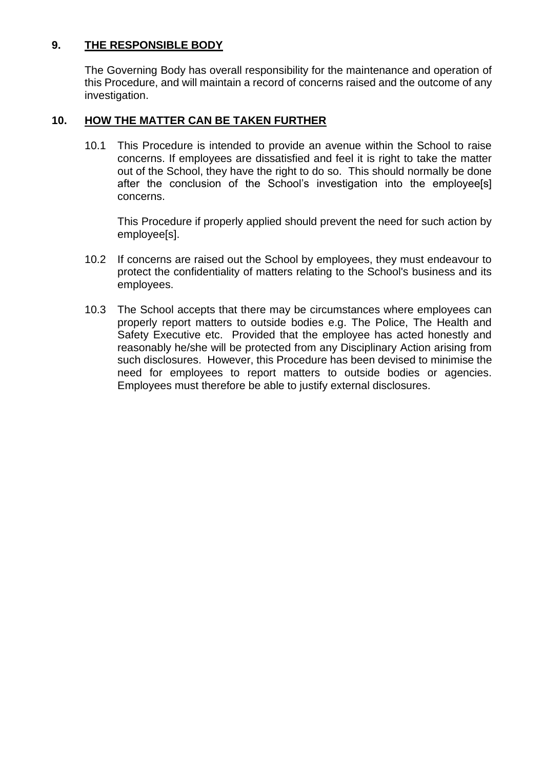## 9. THE RESPONSIBLE BODY

The Governing Body has overall responsibility for the maintenance and operation of this Procedure, and will maintain a record of concerns raised and the outcome of any investigation.

## 10. HOW THE MATTER CAN BE TAKEN FURTHER

10.1 This Procedure is intended to provide an avenue within the School to raise concerns. If employees are dissatisfied and feel it is right to take the matter out of the School, they have the right to do so. This should normally be done after the conclusion of the School's investigation into the employee[s] concerns.

This Procedure if properly applied should prevent the need for such action by employee[s].

10.2 If concerns are raised out the School by employees, they must endeavour to protect the confidentiality of matters relating to the School's business and its employees.

10.3 The School accepts that there may be circumstances where employees can properly report matters to outside bodies e.g. The Police, The Health and Safety Executive etc. Provided that the employee has acted honestly and reasonably he/she will be protected from any Disciplinary Action arising from such disclosures. However, this Procedure has been devised to minimise the need for employees to report matters to outside bodies or agencies. Employees must therefore be able to justify external disclosures.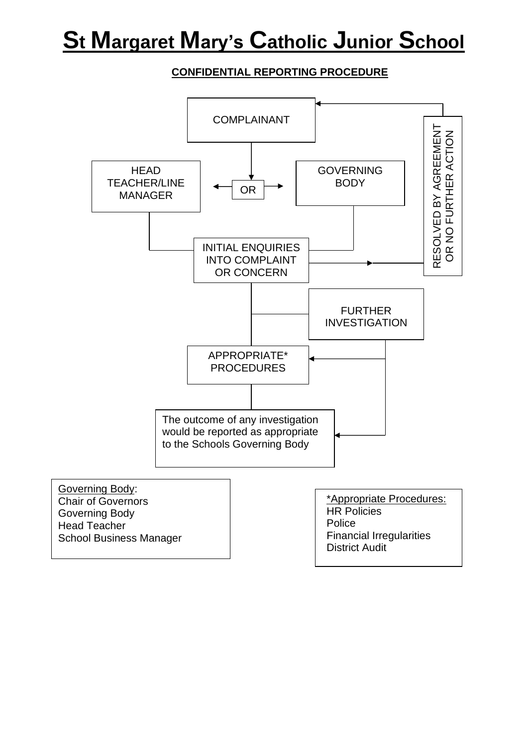# St Margaret Mary's Catholic Junior School

**CONFIDENTIAL REPORTING PROCEDURE**

COMPLAINANT

HEAD TEACHER/LINE MANAGER

OR

GOVERNING BODY

INITIAL ENQUIRIES INTO COMPLAINT OR CONCERN

RESOLVED BY AGREEMENT OR NO FURTHER ACTION

FURTHER INVESTIGATION

APPROPRIATE* PROCEDURES

The outcome of any investigation would be reported as appropriate to the Schools Governing Body

Governing Body:
Chair of Governors
Governing Body
Head Teacher
School Business Manager

*Appropriate Procedures:
HR Policies
Police
Financial Irregularities
District Audit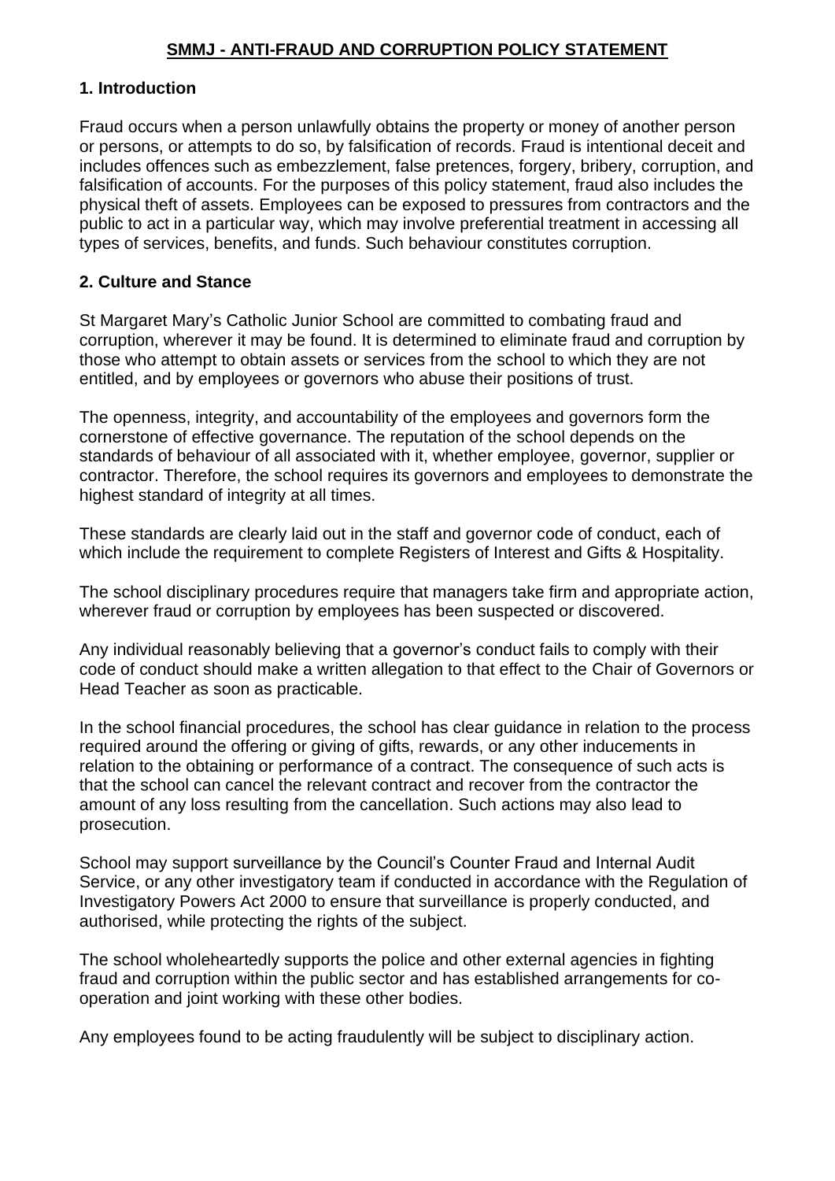# SMMJ - ANTI-FRAUD AND CORRUPTION POLICY STATEMENT

## 1. Introduction

Fraud occurs when a person unlawfully obtains the property or money of another person or persons, or attempts to do so, by falsification of records. Fraud is intentional deceit and includes offences such as embezzlement, false pretences, forgery, bribery, corruption, and falsification of accounts. For the purposes of this policy statement, fraud also includes the physical theft of assets. Employees can be exposed to pressures from contractors and the public to act in a particular way, which may involve preferential treatment in accessing all types of services, benefits, and funds. Such behaviour constitutes corruption.

## 2. Culture and Stance

St Margaret Mary's Catholic Junior School are committed to combating fraud and corruption, wherever it may be found. It is determined to eliminate fraud and corruption by those who attempt to obtain assets or services from the school to which they are not entitled, and by employees or governors who abuse their positions of trust.

The openness, integrity, and accountability of the employees and governors form the cornerstone of effective governance. The reputation of the school depends on the standards of behaviour of all associated with it, whether employee, governor, supplier or contractor. Therefore, the school requires its governors and employees to demonstrate the highest standard of integrity at all times.

These standards are clearly laid out in the staff and governor code of conduct, each of which include the requirement to complete Registers of Interest and Gifts & Hospitality.

The school disciplinary procedures require that managers take firm and appropriate action, wherever fraud or corruption by employees has been suspected or discovered.

Any individual reasonably believing that a governor's conduct fails to comply with their code of conduct should make a written allegation to that effect to the Chair of Governors or Head Teacher as soon as practicable.

In the school financial procedures, the school has clear guidance in relation to the process required around the offering or giving of gifts, rewards, or any other inducements in relation to the obtaining or performance of a contract. The consequence of such acts is that the school can cancel the relevant contract and recover from the contractor the amount of any loss resulting from the cancellation. Such actions may also lead to prosecution.

School may support surveillance by the Council's Counter Fraud and Internal Audit Service, or any other investigatory team if conducted in accordance with the Regulation of Investigatory Powers Act 2000 to ensure that surveillance is properly conducted, and authorised, while protecting the rights of the subject.

The school wholeheartedly supports the police and other external agencies in fighting fraud and corruption within the public sector and has established arrangements for co-operation and joint working with these other bodies.

Any employees found to be acting fraudulently will be subject to disciplinary action.